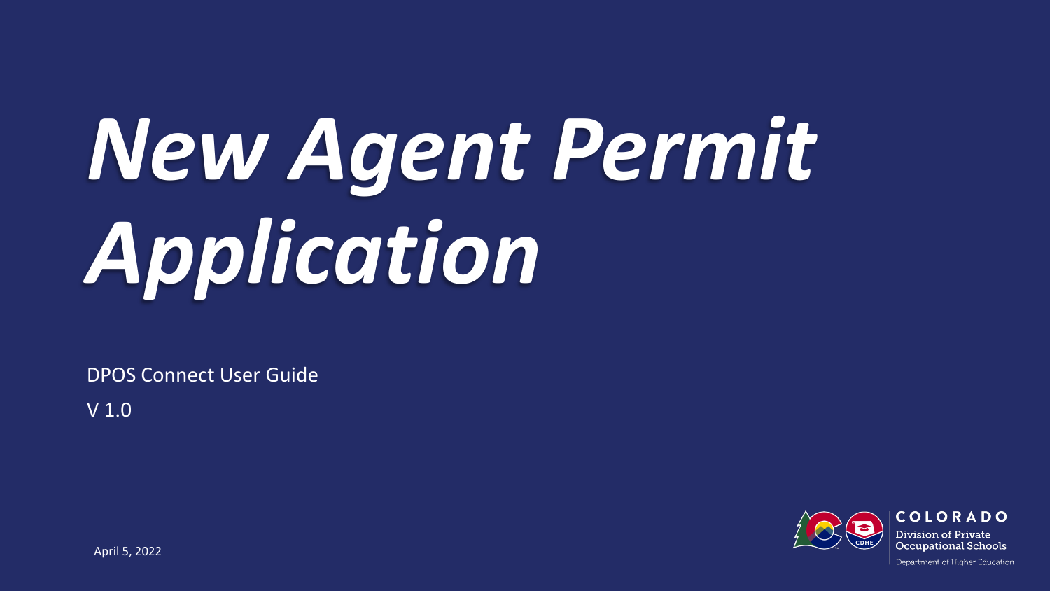# *New Agent Permit Application*

DPOS Connect User Guide

V 1.0

April 5, 2022

COLORADO

Division of Private Occupational Schools

Department of Higher Education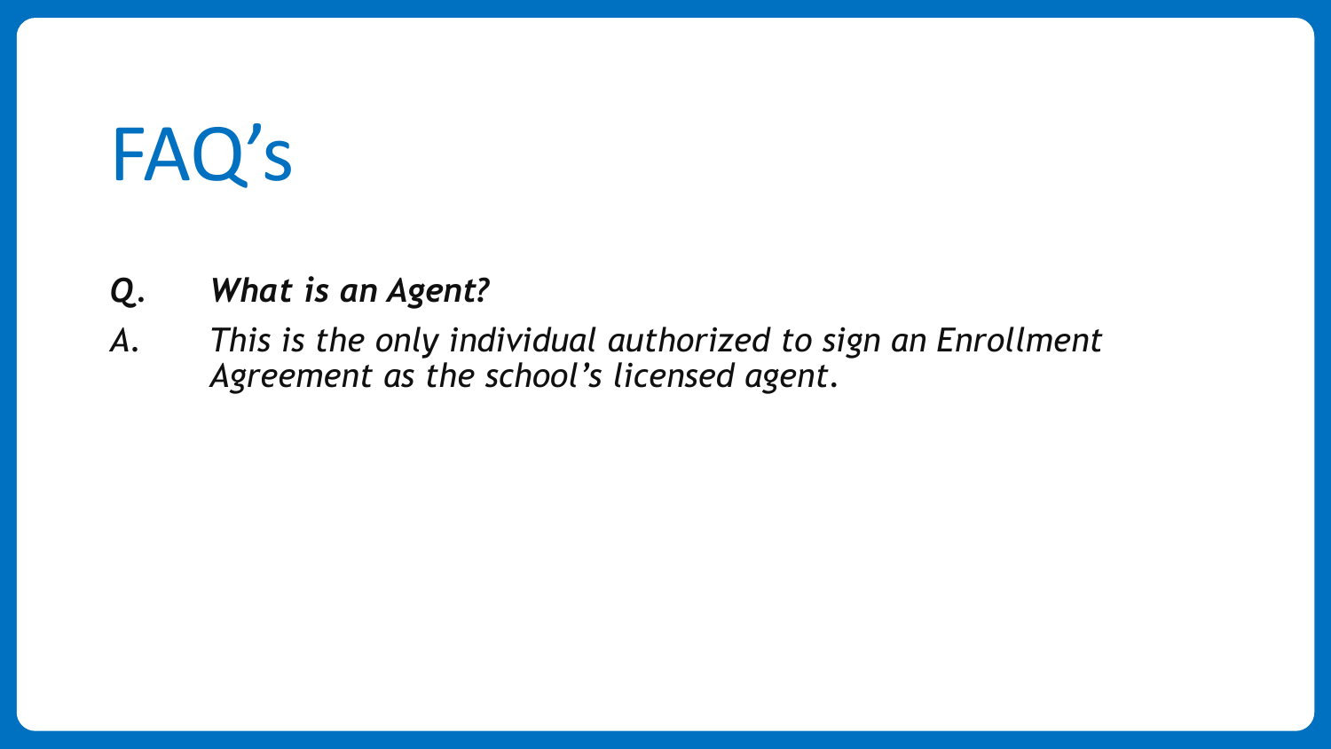# FAQ’s

***Q. What is an Agent?***

*A. This is the only individual authorized to sign an Enrollment Agreement as the school’s licensed agent.*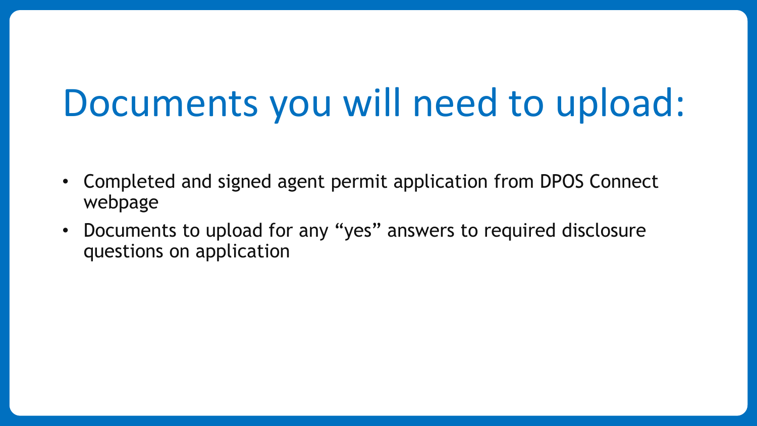# Documents you will need to upload:

- Completed and signed agent permit application from DPOS Connect webpage
- Documents to upload for any “yes” answers to required disclosure questions on application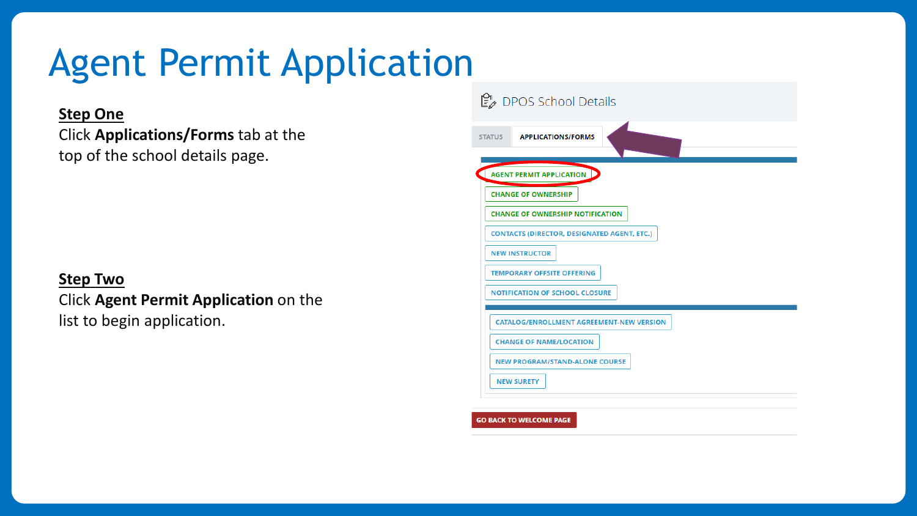# Agent Permit Application

**Step One**

Click **Applications/Forms** tab at the top of the school details page.

**Step Two**

Click **Agent Permit Application** on the list to begin application.

DPOS School Details

STATUS | APPLICATIONS/FORMS

- AGENT PERMIT APPLICATION
- CHANGE OF OWNERSHIP
- CHANGE OF OWNERSHIP NOTIFICATION
- CONTACTS (DIRECTOR, DESIGNATED AGENT, ETC.)
- NEW INSTRUCTOR
- TEMPORARY OFFSITE OFFERING
- NOTIFICATION OF SCHOOL CLOSURE

- CATALOG/ENROLLMENT AGREEMENT-NEW VERSION
- CHANGE OF NAME/LOCATION
- NEW PROGRAM/STAND-ALONE COURSE
- NEW SURETY

GO BACK TO WELCOME PAGE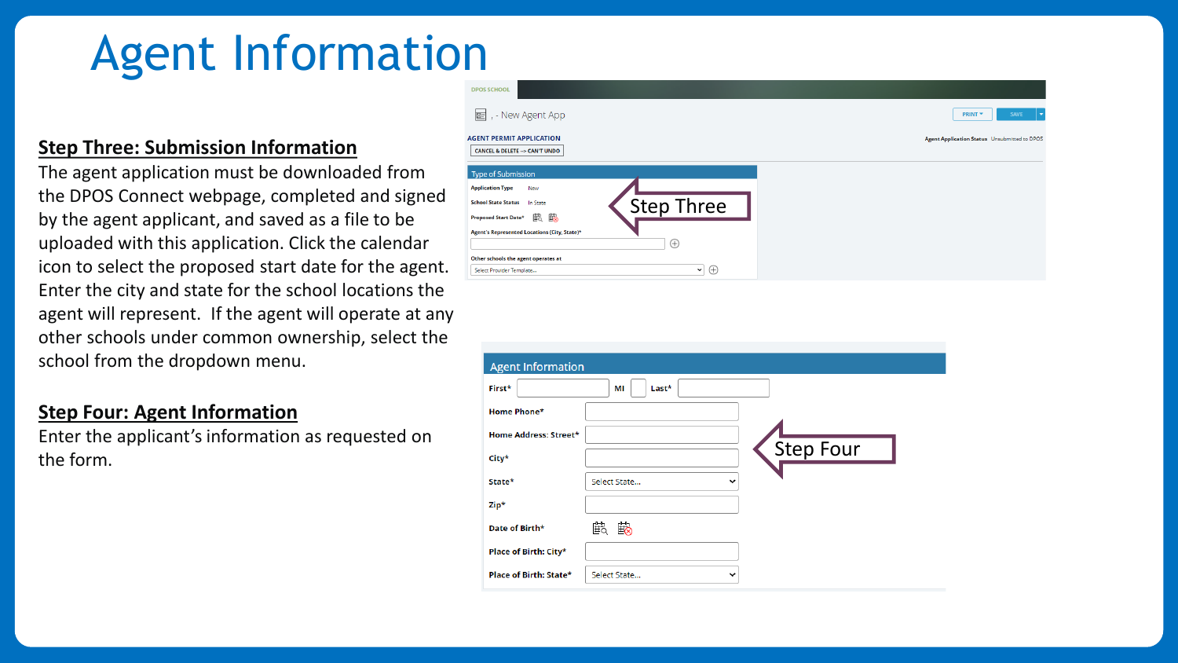# Agent Information

**Step Three: Submission Information**

The agent application must be downloaded from the DPOS Connect webpage, completed and signed by the agent applicant, and saved as a file to be uploaded with this application. Click the calendar icon to select the proposed start date for the agent. Enter the city and state for the school locations the agent will represent. If the agent will operate at any other schools under common ownership, select the school from the dropdown menu.

**Step Four: Agent Information**

Enter the applicant's information as requested on the form.

DPOS SCHOOL

, - New Agent App

PRINT ▾ SAVE ▾

AGENT PERMIT APPLICATION

CANCEL & DELETE --> CAN'T UNDO

Agent Application Status Unsubmitted to DPOS

Type of Submission

Application Type New

School State Status In State

Proposed Start Date*

Agent's Represented Locations (City, State)*

Other schools the agent operates at

Select Provider Template...

Step Three

Agent Information

First* MI Last*

Home Phone*

Home Address: Street*

City*

State* Select State...

Zip*

Date of Birth*

Place of Birth: City*

Place of Birth: State* Select State...

Step Four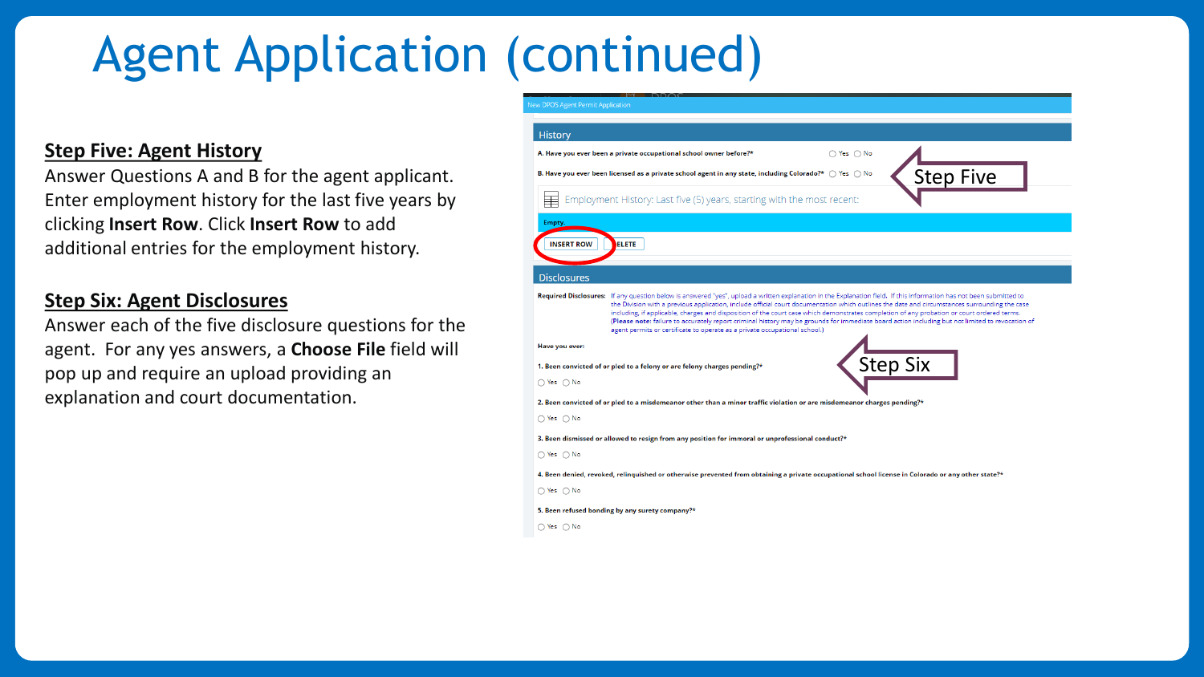# Agent Application (continued)

**Step Five: Agent History**

Answer Questions A and B for the agent applicant. Enter employment history for the last five years by clicking **Insert Row**. Click **Insert Row** to add additional entries for the employment history.

**Step Six: Agent Disclosures**

Answer each of the five disclosure questions for the agent. For any yes answers, a **Choose File** field will pop up and require an upload providing an explanation and court documentation.

New DPOS Agent Permit Application

History

A. Have you ever been a private occupational school owner before?* ○ Yes ○ No

B. Have you ever been licensed as a private school agent in any state, including Colorado?* ○ Yes ○ No

Step Five

Employment History: Last five (5) years, starting with the most recent:

Empty.

INSERT ROW | DELETE

Disclosures

**Required Disclosures:** If any question below is answered "yes", upload a written explanation in the Explanation field. If this information has not been submitted to the Division with a previous application, include official court documentation which outlines the date and circumstances surrounding the case including, if applicable, charges and disposition of the court case which demonstrates completion of any probation or court ordered terms. (**Please note:** failure to accurately report criminal history may be grounds for immediate board action including but not limited to revocation of agent permits or certificate to operate as a private occupational school.)

Have you ever:

Step Six

1. Been convicted of or pled to a felony or are felony charges pending?*
○ Yes ○ No

2. Been convicted of or pled to a misdemeanor other than a minor traffic violation or are misdemeanor charges pending?*
○ Yes ○ No

3. Been dismissed or allowed to resign from any position for immoral or unprofessional conduct?*
○ Yes ○ No

4. Been denied, revoked, relinquished or otherwise prevented from obtaining a private occupational school license in Colorado or any other state?*
○ Yes ○ No

5. Been refused bonding by any surety company?*
○ Yes ○ No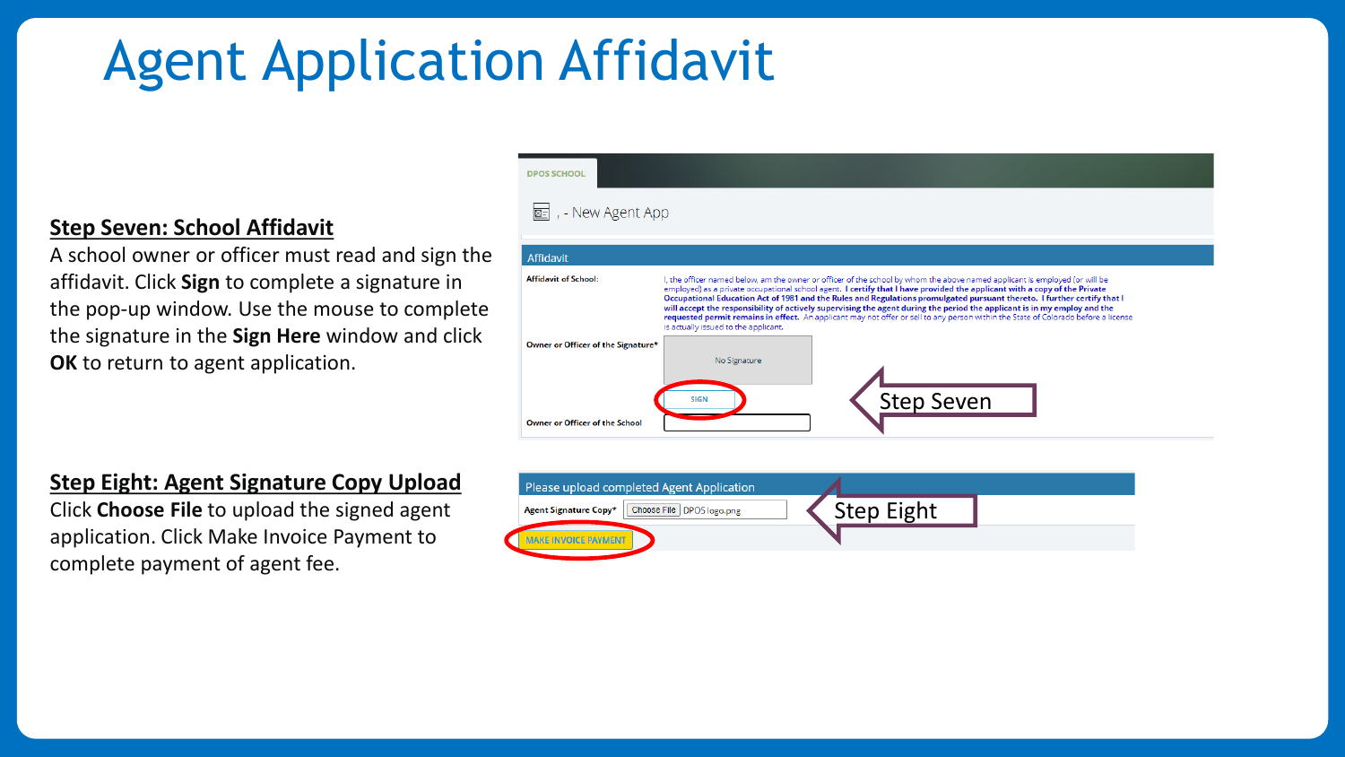# Agent Application Affidavit

**Step Seven: School Affidavit**

A school owner or officer must read and sign the affidavit. Click **Sign** to complete a signature in the pop-up window. Use the mouse to complete the signature in the **Sign Here** window and click **OK** to return to agent application.

**Step Eight: Agent Signature Copy Upload**

Click **Choose File** to upload the signed agent application. Click Make Invoice Payment to complete payment of agent fee.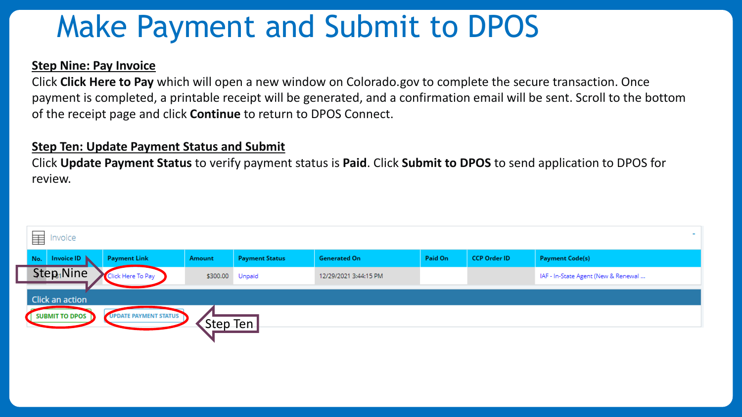# Make Payment and Submit to DPOS

**Step Nine: Pay Invoice**

Click **Click Here to Pay** which will open a new window on Colorado.gov to complete the secure transaction. Once payment is completed, a printable receipt will be generated, and a confirmation email will be sent. Scroll to the bottom of the receipt page and click **Continue** to return to DPOS Connect.

**Step Ten: Update Payment Status and Submit**

Click **Update Payment Status** to verify payment status is **Paid**. Click **Submit to DPOS** to send application to DPOS for review.

Invoice

| No. | Invoice ID | Payment Link | Amount | Payment Status | Generated On | Paid On | CCP Order ID | Payment Code(s) |
|---|---|---|---|---|---|---|---|---|
| | 1 | Click Here To Pay | $300.00 | Unpaid | 12/29/2021 3:44:15 PM | | | IAF - In-State Agent (New & Renewal ... |

Step Nine

Click an action

SUBMIT TO DPOS

UPDATE PAYMENT STATUS

Step Ten